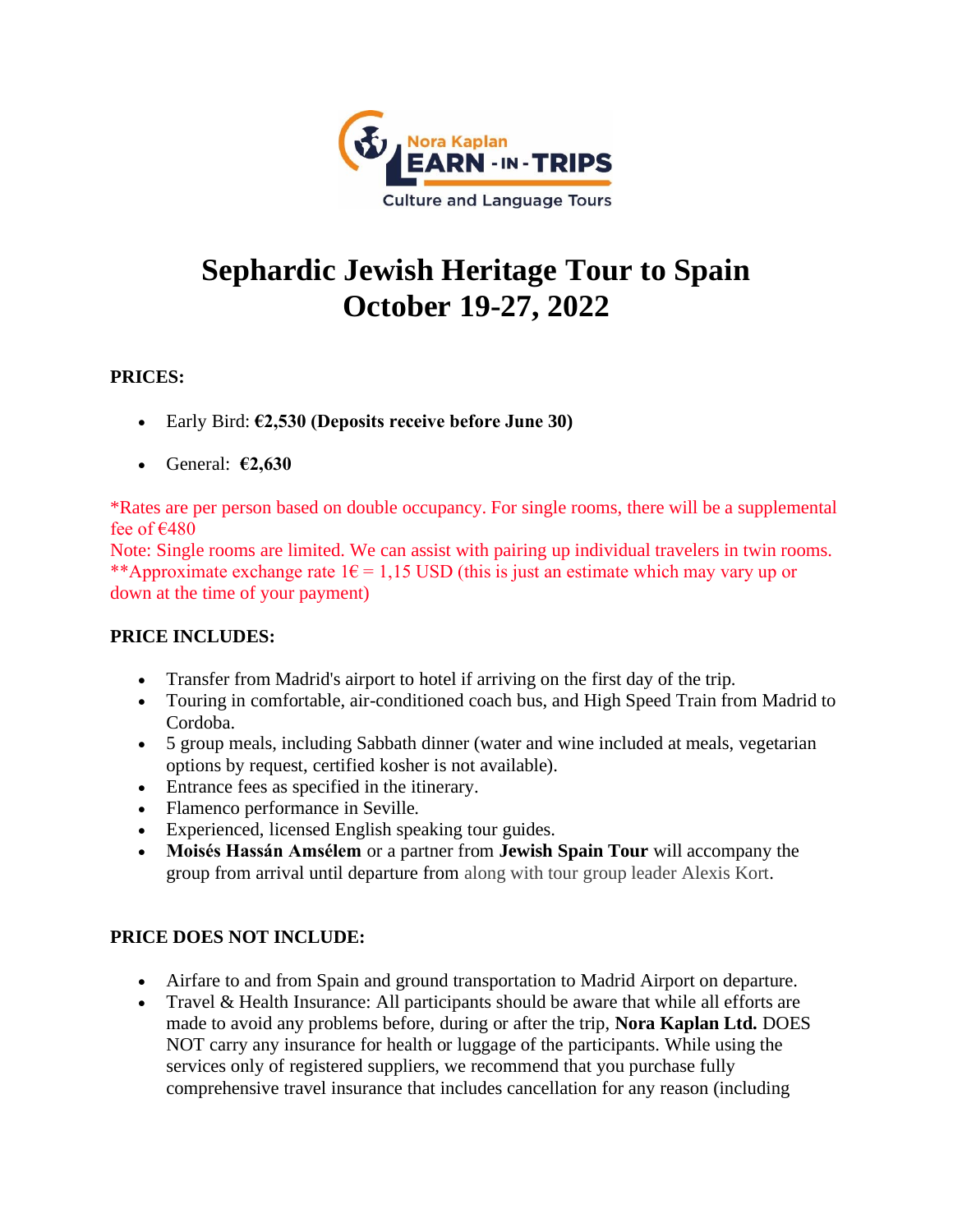Nora Kaplan LEARN - IN - TRIPS

Culture and Language Tours

# Sephardic Jewish Heritage Tour to Spain
# October 19-27, 2022

**PRICES:**

- Early Bird: **€2,530 (Deposits receive before June 30)**
- General: **€2,630**

*Rates are per person based on double occupancy. For single rooms, there will be a supplemental fee of €480
Note: Single rooms are limited. We can assist with pairing up individual travelers in twin rooms.
**Approximate exchange rate 1€ = 1,15 USD (this is just an estimate which may vary up or down at the time of your payment)

**PRICE INCLUDES:**

- Transfer from Madrid's airport to hotel if arriving on the first day of the trip.
- Touring in comfortable, air-conditioned coach bus, and High Speed Train from Madrid to Cordoba.
- 5 group meals, including Sabbath dinner (water and wine included at meals, vegetarian options by request, certified kosher is not available).
- Entrance fees as specified in the itinerary.
- Flamenco performance in Seville.
- Experienced, licensed English speaking tour guides.
- **Moisés Hassán Amsélem** or a partner from **Jewish Spain Tour** will accompany the group from arrival until departure from along with tour group leader Alexis Kort.

**PRICE DOES NOT INCLUDE:**

- Airfare to and from Spain and ground transportation to Madrid Airport on departure.
- Travel & Health Insurance: All participants should be aware that while all efforts are made to avoid any problems before, during or after the trip, **Nora Kaplan Ltd.** DOES NOT carry any insurance for health or luggage of the participants. While using the services only of registered suppliers, we recommend that you purchase fully comprehensive travel insurance that includes cancellation for any reason (including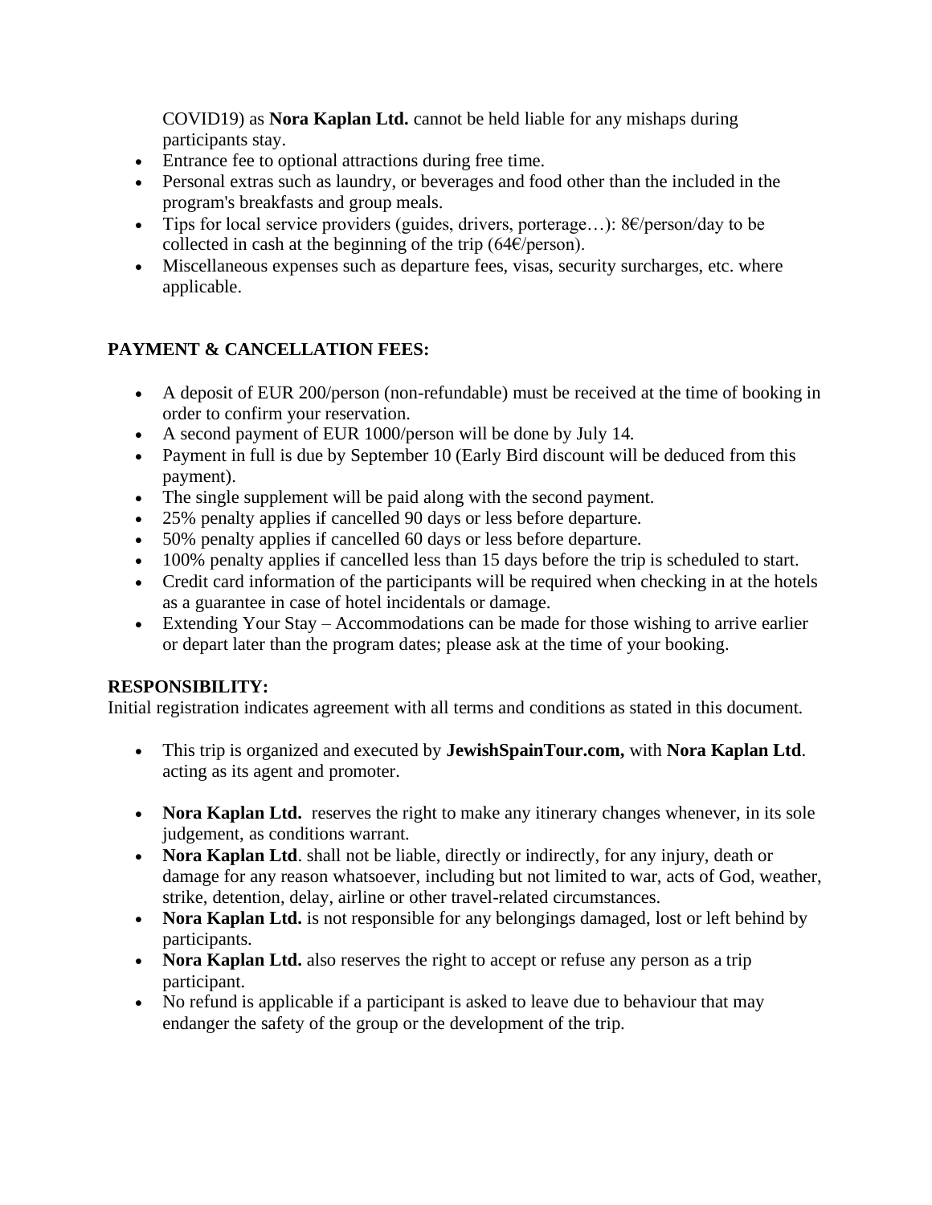COVID19) as **Nora Kaplan Ltd.** cannot be held liable for any mishaps during participants stay.

- Entrance fee to optional attractions during free time.
- Personal extras such as laundry, or beverages and food other than the included in the program's breakfasts and group meals.
- Tips for local service providers (guides, drivers, porterage…): 8€/person/day to be collected in cash at the beginning of the trip (64€/person).
- Miscellaneous expenses such as departure fees, visas, security surcharges, etc. where applicable.

**PAYMENT & CANCELLATION FEES:**

- A deposit of EUR 200/person (non-refundable) must be received at the time of booking in order to confirm your reservation.
- A second payment of EUR 1000/person will be done by July 14.
- Payment in full is due by September 10 (Early Bird discount will be deduced from this payment).
- The single supplement will be paid along with the second payment.
- 25% penalty applies if cancelled 90 days or less before departure.
- 50% penalty applies if cancelled 60 days or less before departure.
- 100% penalty applies if cancelled less than 15 days before the trip is scheduled to start.
- Credit card information of the participants will be required when checking in at the hotels as a guarantee in case of hotel incidentals or damage.
- Extending Your Stay – Accommodations can be made for those wishing to arrive earlier or depart later than the program dates; please ask at the time of your booking.

**RESPONSIBILITY:**

Initial registration indicates agreement with all terms and conditions as stated in this document.

- This trip is organized and executed by **JewishSpainTour.com,** with **Nora Kaplan Ltd**. acting as its agent and promoter.
- **Nora Kaplan Ltd.** reserves the right to make any itinerary changes whenever, in its sole judgement, as conditions warrant.
- **Nora Kaplan Ltd**. shall not be liable, directly or indirectly, for any injury, death or damage for any reason whatsoever, including but not limited to war, acts of God, weather, strike, detention, delay, airline or other travel-related circumstances.
- **Nora Kaplan Ltd.** is not responsible for any belongings damaged, lost or left behind by participants.
- **Nora Kaplan Ltd.** also reserves the right to accept or refuse any person as a trip participant.
- No refund is applicable if a participant is asked to leave due to behaviour that may endanger the safety of the group or the development of the trip.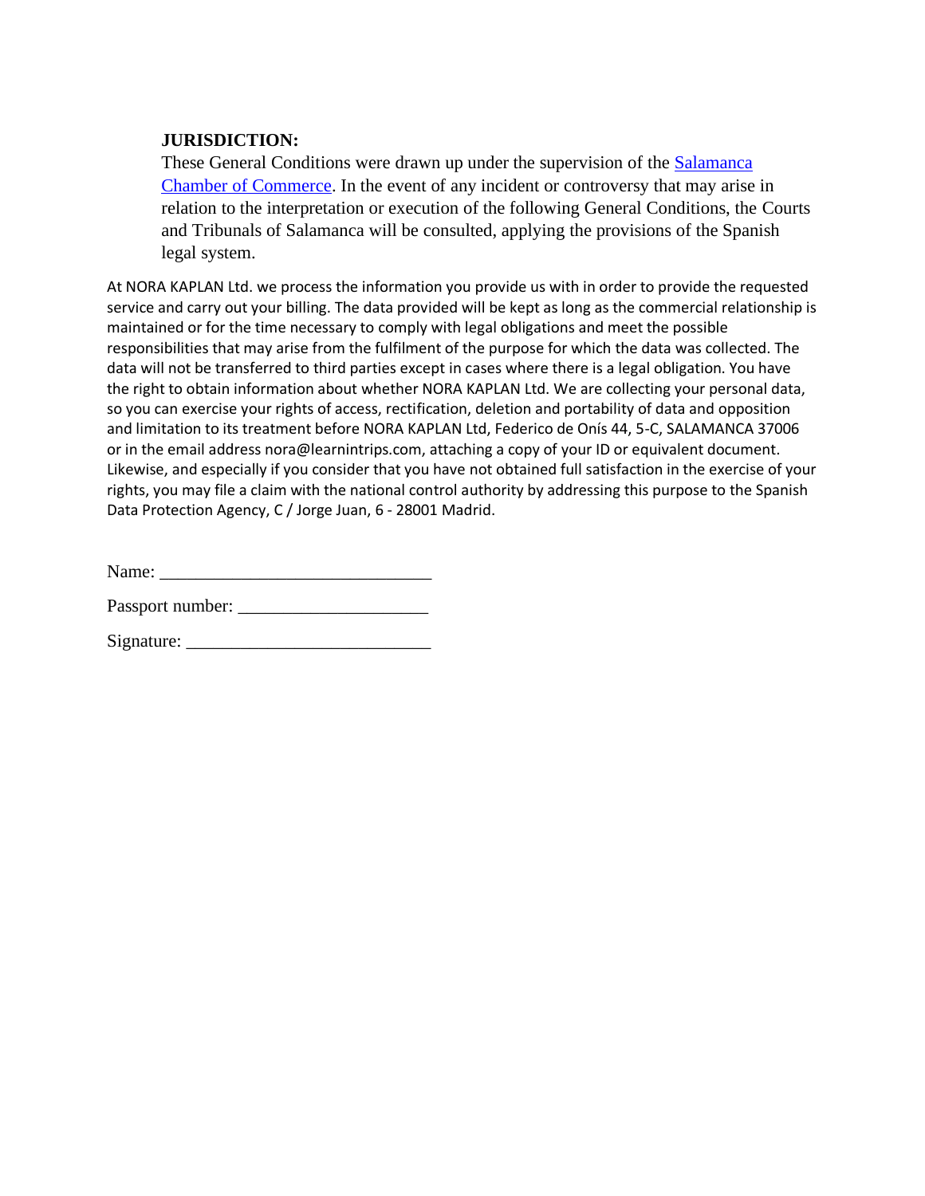**JURISDICTION:**

These General Conditions were drawn up under the supervision of the Salamanca Chamber of Commerce. In the event of any incident or controversy that may arise in relation to the interpretation or execution of the following General Conditions, the Courts and Tribunals of Salamanca will be consulted, applying the provisions of the Spanish legal system.

At NORA KAPLAN Ltd. we process the information you provide us with in order to provide the requested service and carry out your billing. The data provided will be kept as long as the commercial relationship is maintained or for the time necessary to comply with legal obligations and meet the possible responsibilities that may arise from the fulfilment of the purpose for which the data was collected. The data will not be transferred to third parties except in cases where there is a legal obligation. You have the right to obtain information about whether NORA KAPLAN Ltd. We are collecting your personal data, so you can exercise your rights of access, rectification, deletion and portability of data and opposition and limitation to its treatment before NORA KAPLAN Ltd, Federico de Onís 44, 5-C, SALAMANCA 37006 or in the email address nora@learnintrips.com, attaching a copy of your ID or equivalent document. Likewise, and especially if you consider that you have not obtained full satisfaction in the exercise of your rights, you may file a claim with the national control authority by addressing this purpose to the Spanish Data Protection Agency, C / Jorge Juan, 6 - 28001 Madrid.

Name: ______________________________

Passport number: _____________________

Signature: ___________________________